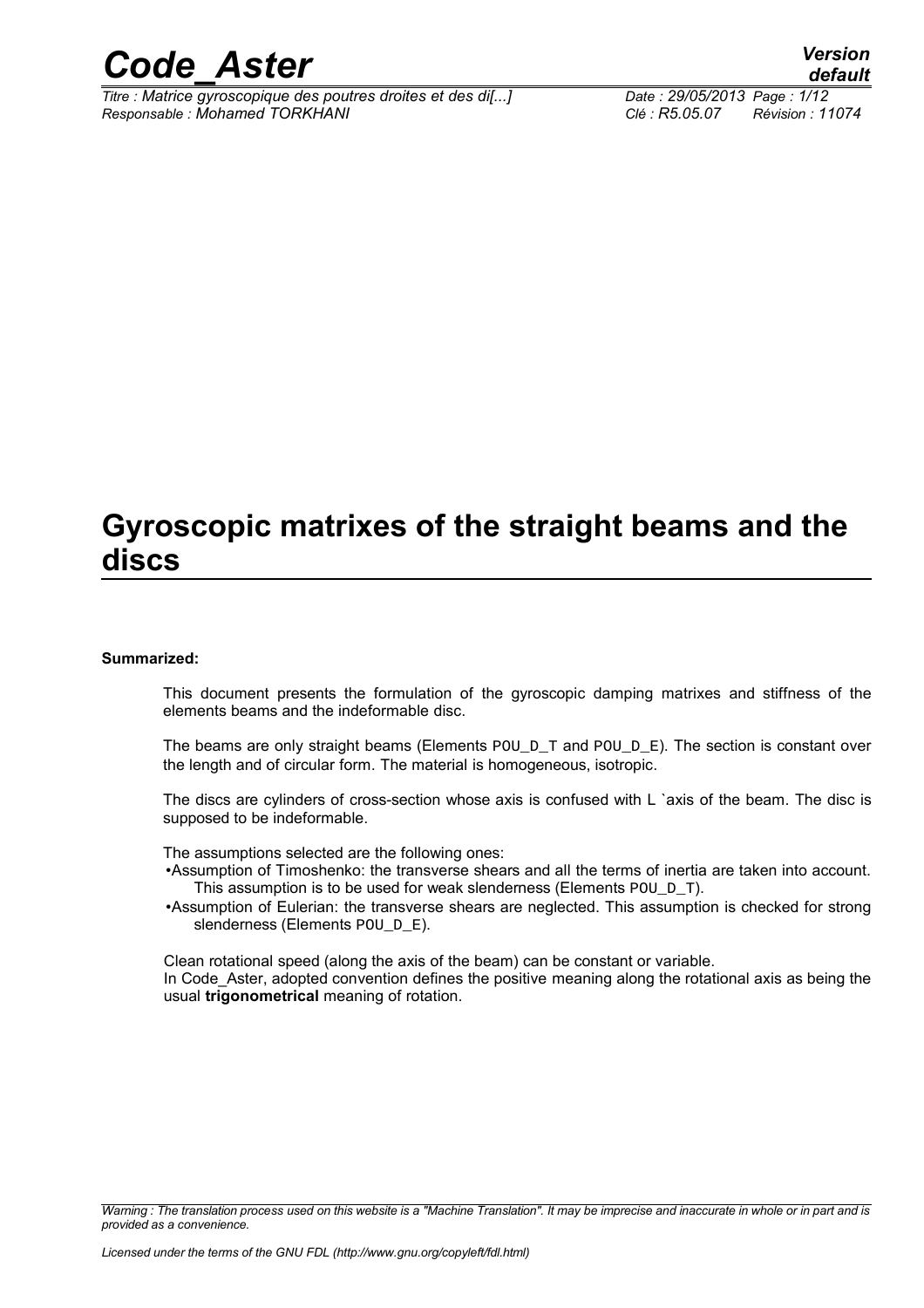# Gyroscopic matrixes of the straight beams and the discs

**Summarized:**

This document presents the formulation of the gyroscopic damping matrixes and stiffness of the elements beams and the indeformable disc.

The beams are only straight beams (Elements POU_D_T and POU_D_E). The section is constant over the length and of circular form. The material is homogeneous, isotropic.

The discs are cylinders of cross-section whose axis is confused with L `axis of the beam. The disc is supposed to be indeformable.

The assumptions selected are the following ones:

- Assumption of Timoshenko: the transverse shears and all the terms of inertia are taken into account. This assumption is to be used for weak slenderness (Elements POU_D_T).
- Assumption of Eulerian: the transverse shears are neglected. This assumption is checked for strong slenderness (Elements POU_D_E).

Clean rotational speed (along the axis of the beam) can be constant or variable.
In Code_Aster, adopted convention defines the positive meaning along the rotational axis as being the usual **trigonometrical** meaning of rotation.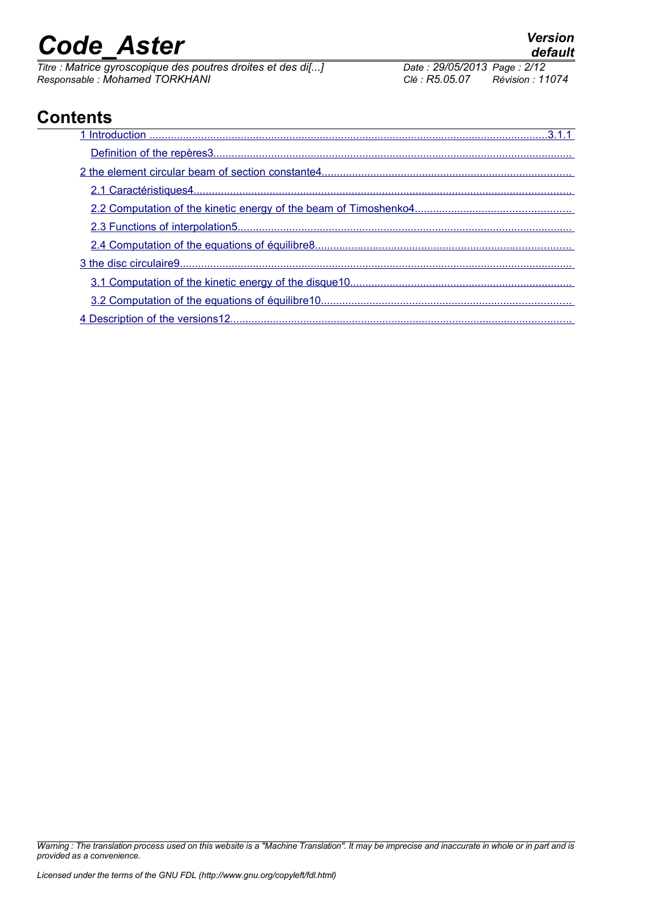# Contents

1 Introduction ........................................................................................................................3.1.1

Definition of the repères3.....................................................................................................................

2 the element circular beam of section constante4..................................................................................

2.1 Caractéristiques4..........................................................................................................................

2.2 Computation of the kinetic energy of the beam of Timoshenko4...................................................

2.3 Functions of interpolation5.............................................................................................................

2.4 Computation of the equations of équilibre8....................................................................................

3 the disc circulaire9...............................................................................................................................

3.1 Computation of the kinetic energy of the disque10.........................................................................

3.2 Computation of the equations of équilibre10..................................................................................

4 Description of the versions12................................................................................................................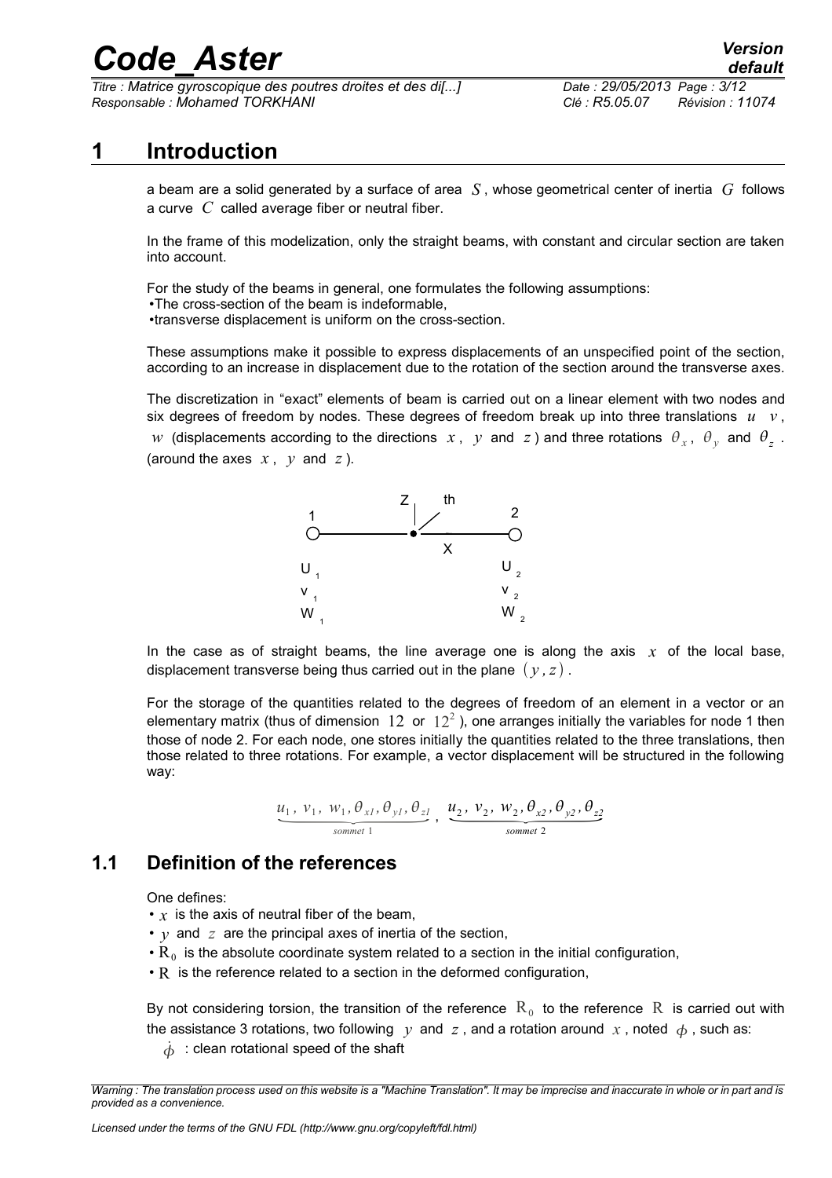# 1 Introduction

a beam are a solid generated by a surface of area $S$, whose geometrical center of inertia $G$ follows a curve $C$ called average fiber or neutral fiber.

In the frame of this modelization, only the straight beams, with constant and circular section are taken into account.

For the study of the beams in general, one formulates the following assumptions:
- The cross-section of the beam is indeformable,
- transverse displacement is uniform on the cross-section.

These assumptions make it possible to express displacements of an unspecified point of the section, according to an increase in displacement due to the rotation of the section around the transverse axes.

The discretization in "exact" elements of beam is carried out on a linear element with two nodes and six degrees of freedom by nodes. These degrees of freedom break up into three translations $u$ $v$, $w$ (displacements according to the directions $x$, $y$ and $z$) and three rotations $\theta_x$, $\theta_y$ and $\theta_z$. (around the axes $x$, $y$ and $z$).

Z th

1 2

X

$U_1$ $U_2$

$v_1$ $v_2$

$W_1$ $W_2$

In the case as of straight beams, the line average one is along the axis $x$ of the local base, displacement transverse being thus carried out in the plane $(y, z)$.

For the storage of the quantities related to the degrees of freedom of an element in a vector or an elementary matrix (thus of dimension $12$ or $12^2$), one arranges initially the variables for node 1 then those of node 2. For each node, one stores initially the quantities related to the three translations, then those related to three rotations. For example, a vector displacement will be structured in the following way:

$$\underbrace{u_1,\ v_1,\ w_1, \theta_{x1}, \theta_{y1}, \theta_{z1}}_{sommet\ 1},\ \underbrace{u_2,\ v_2,\ w_2, \theta_{x2}, \theta_{y2}, \theta_{z2}}_{sommet\ 2}$$

## 1.1 Definition of the references

One defines:
- $x$ is the axis of neutral fiber of the beam,
- $y$ and $z$ are the principal axes of inertia of the section,
- $R_0$ is the absolute coordinate system related to a section in the initial configuration,
- $R$ is the reference related to a section in the deformed configuration,

By not considering torsion, the transition of the reference $R_0$ to the reference $R$ is carried out with the assistance 3 rotations, two following $y$ and $z$, and a rotation around $x$, noted $\phi$, such as:

$\dot{\phi}$ : clean rotational speed of the shaft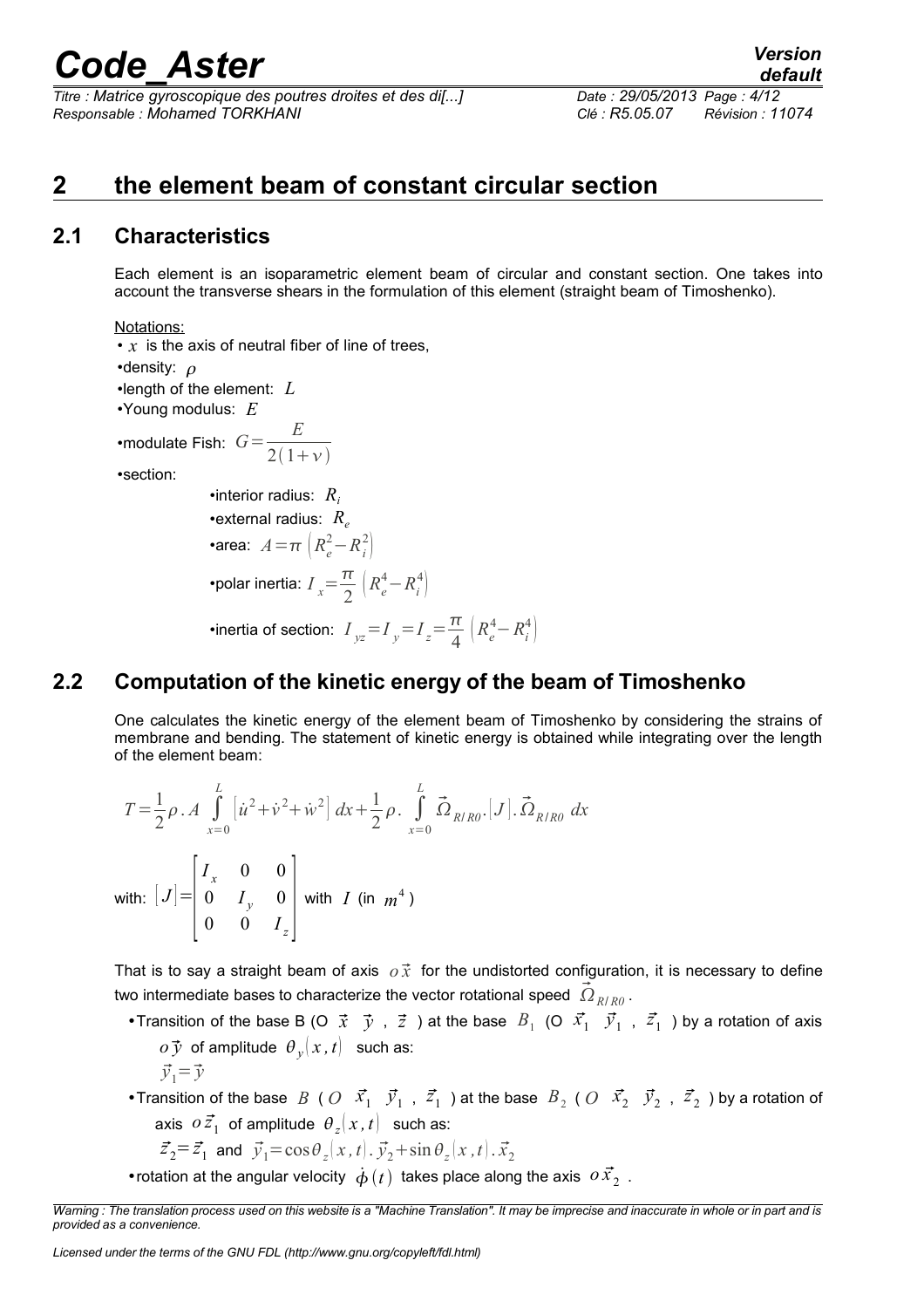# 2 the element beam of constant circular section

## 2.1 Characteristics

Each element is an isoparametric element beam of circular and constant section. One takes into account the transverse shears in the formulation of this element (straight beam of Timoshenko).

Notations:

- $x$ is the axis of neutral fiber of line of trees,
- density: $\rho$
- length of the element: $L$
- Young modulus: $E$
- modulate Fish: $G=\dfrac{E}{2(1+\nu)}$
- section:
  - interior radius: $R_i$
  - external radius: $R_e$
  - area: $A=\pi\left(R_e^2-R_i^2\right)$
  - polar inertia: $I_x=\dfrac{\pi}{2}\left(R_e^4-R_i^4\right)$
  - inertia of section: $I_{yz}=I_y=I_z=\dfrac{\pi}{4}\left(R_e^4-R_i^4\right)$

## 2.2 Computation of the kinetic energy of the beam of Timoshenko

One calculates the kinetic energy of the element beam of Timoshenko by considering the strains of membrane and bending. The statement of kinetic energy is obtained while integrating over the length of the element beam:

$$T=\frac{1}{2}\rho . A\int_{x=0}^{L}\left[\dot{u}^2+\dot{v}^2+\dot{w}^2\right]dx+\frac{1}{2}\rho .\int_{x=0}^{L}\vec{\Omega}_{R/R0}.[J].\vec{\Omega}_{R/R0}\,dx$$

with: $[J]=\begin{bmatrix} I_x & 0 & 0 \\ 0 & I_y & 0 \\ 0 & 0 & I_z \end{bmatrix}$ with $I$ (in $m^4$)

That is to say a straight beam of axis $o\vec{x}$ for the undistorted configuration, it is necessary to define two intermediate bases to characterize the vector rotational speed $\vec{\Omega}_{R/R0}$.

- Transition of the base B (O $\vec{x}$ $\vec{y}$ , $\vec{z}$ ) at the base $B_1$ (O $\vec{x}_1$ $\vec{y}_1$ , $\vec{z}_1$ ) by a rotation of axis $o\vec{y}$ of amplitude $\theta_y(x,t)$ such as:
  $\vec{y}_1=\vec{y}$
- Transition of the base $B$ ( $O$ $\vec{x}_1$ $\vec{y}_1$ , $\vec{z}_1$ ) at the base $B_2$ ( $O$ $\vec{x}_2$ $\vec{y}_2$ , $\vec{z}_2$ ) by a rotation of axis $o\vec{z}_1$ of amplitude $\theta_z(x,t)$ such as:
  $\vec{z}_2=\vec{z}_1$ and $\vec{y}_1=\cos\theta_z(x,t).\vec{y}_2+\sin\theta_z(x,t).\vec{x}_2$
- rotation at the angular velocity $\dot{\phi}(t)$ takes place along the axis $o\vec{x}_2$ .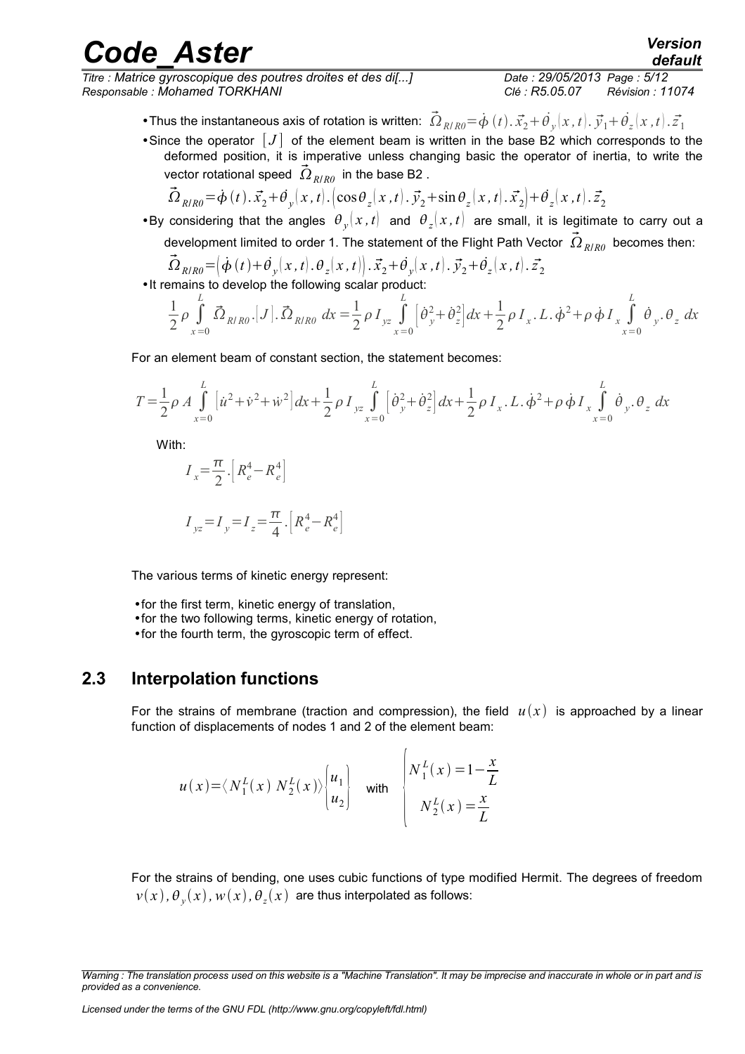- Thus the instantaneous axis of rotation is written: $\vec{\Omega}_{R/R0}=\dot{\phi}(t).\vec{x}_2+\dot{\theta}_y(x,t).\vec{y}_1+\dot{\theta}_z(x,t).\vec{z}_1$
- Since the operator $[J]$ of the element beam is written in the base B2 which corresponds to the deformed position, it is imperative unless changing basic the operator of inertia, to write the vector rotational speed $\vec{\Omega}_{R/R0}$ in the base B2 .

$$\vec{\Omega}_{R/R0}=\dot{\phi}(t).\vec{x}_2+\dot{\theta}_y(x,t).\left(\cos\theta_z(x,t).\vec{y}_2+\sin\theta_z(x,t).\vec{x}_2\right)+\dot{\theta}_z(x,t).\vec{z}_2$$

- By considering that the angles $\theta_y(x,t)$ and $\theta_z(x,t)$ are small, it is legitimate to carry out a development limited to order 1. The statement of the Flight Path Vector $\vec{\Omega}_{R/R0}$ becomes then:

$$\vec{\Omega}_{R/R0}=\left(\dot{\phi}(t)+\dot{\theta}_y(x,t).\theta_z(x,t)\right).\vec{x}_2+\dot{\theta}_y(x,t).\vec{y}_2+\dot{\theta}_z(x,t).\vec{z}_2$$

- It remains to develop the following scalar product:

$$\frac{1}{2}\rho\int_{x=0}^{L}\vec{\Omega}_{R/R0}.[J].\vec{\Omega}_{R/R0}\,dx=\frac{1}{2}\rho I_{yz}\int_{x=0}^{L}\left[\dot{\theta}_y^2+\dot{\theta}_z^2\right]dx+\frac{1}{2}\rho I_x.L.\dot{\phi}^2+\rho\dot{\phi}I_x\int_{x=0}^{L}\dot{\theta}_y.\theta_z\,dx$$

For an element beam of constant section, the statement becomes:

$$T=\frac{1}{2}\rho A\int_{x=0}^{L}\left[\dot{u}^2+\dot{v}^2+\dot{w}^2\right]dx+\frac{1}{2}\rho I_{yz}\int_{x=0}^{L}\left[\dot{\theta}_y^2+\dot{\theta}_z^2\right]dx+\frac{1}{2}\rho I_x.L.\dot{\phi}^2+\rho\dot{\phi}I_x\int_{x=0}^{L}\dot{\theta}_y.\theta_z\,dx$$

With:

$$I_x=\frac{\pi}{2}.\left[R_e^4-R_e^4\right]$$

$$I_{yz}=I_y=I_z=\frac{\pi}{4}.\left[R_e^4-R_e^4\right]$$

The various terms of kinetic energy represent:

- for the first term, kinetic energy of translation,
- for the two following terms, kinetic energy of rotation,
- for the fourth term, the gyroscopic term of effect.

## 2.3 Interpolation functions

For the strains of membrane (traction and compression), the field $u(x)$ is approached by a linear function of displacements of nodes 1 and 2 of the element beam:

$$u(x)=\langle N_1^L(x)\ N_2^L(x)\rangle\begin{Bmatrix}u_1\\u_2\end{Bmatrix}\quad\text{with}\quad\begin{cases}N_1^L(x)=1-\dfrac{x}{L}\\N_2^L(x)=\dfrac{x}{L}\end{cases}$$

For the strains of bending, one uses cubic functions of type modified Hermit. The degrees of freedom $v(x),\theta_y(x),w(x),\theta_z(x)$ are thus interpolated as follows: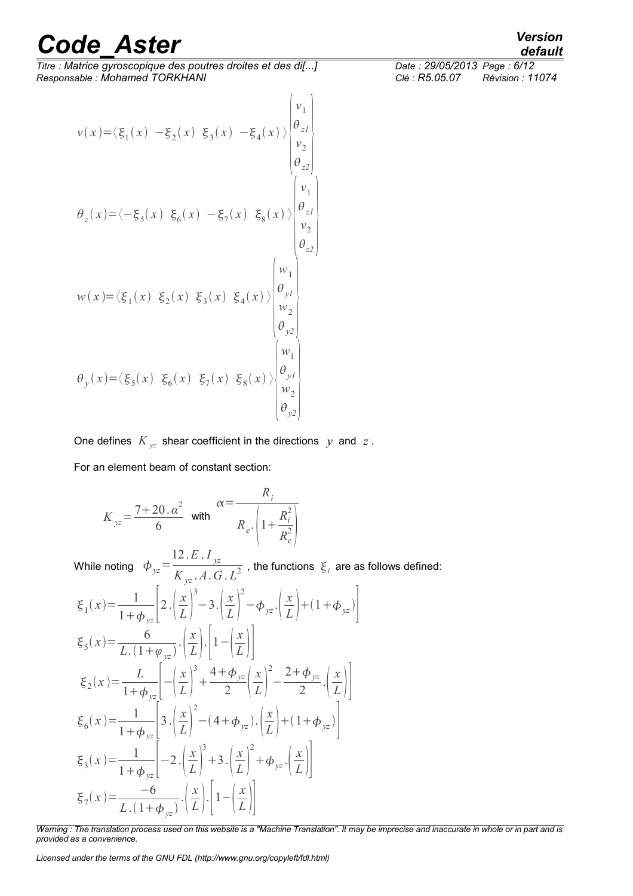$$v(x)=\langle \xi_1(x)\ \ -\xi_2(x)\ \ \xi_3(x)\ \ -\xi_4(x)\rangle \begin{Bmatrix} v_1 \\ \theta_{z1} \\ v_2 \\ \theta_{z2} \end{Bmatrix}$$

$$\theta_z(x)=\langle -\xi_5(x)\ \ \xi_6(x)\ \ -\xi_7(x)\ \ \xi_8(x)\rangle \begin{Bmatrix} v_1 \\ \theta_{z1} \\ v_2 \\ \theta_{z2} \end{Bmatrix}$$

$$w(x)=\langle \xi_1(x)\ \ \xi_2(x)\ \ \xi_3(x)\ \ \xi_4(x)\rangle \begin{Bmatrix} w_1 \\ \theta_{y1} \\ w_2 \\ \theta_{y2} \end{Bmatrix}$$

$$\theta_y(x)=\langle \xi_5(x)\ \ \xi_6(x)\ \ \xi_7(x)\ \ \xi_8(x)\rangle \begin{Bmatrix} w_1 \\ \theta_{y1} \\ w_2 \\ \theta_{y2} \end{Bmatrix}$$

One defines $K_{yz}$ shear coefficient in the directions $y$ and $z$.

For an element beam of constant section:

$$K_{yz}=\frac{7+20.\alpha^2}{6} \quad \text{with} \quad \alpha=\frac{R_i}{R_e.\left(1+\frac{R_i^2}{R_e^2}\right)}$$

While noting $\phi_{yz}=\frac{12.E.I_{yz}}{K_{yz}.A.G.L^2}$, the functions $\xi_i$ are as follows defined:

$$\xi_1(x)=\frac{1}{1+\phi_{yz}}\left[2.\left(\frac{x}{L}\right)^3-3.\left(\frac{x}{L}\right)^2-\phi_{yz}.\left(\frac{x}{L}\right)+(1+\phi_{yz})\right]$$

$$\xi_5(x)=\frac{6}{L.(1+\varphi_{yz})}.\left(\frac{x}{L}\right).\left[1-\left(\frac{x}{L}\right)\right]$$

$$\xi_2(x)=\frac{L}{1+\phi_{yz}}\left[-\left(\frac{x}{L}\right)^3+\frac{4+\phi_{yz}}{2}\left(\frac{x}{L}\right)^2-\frac{2+\phi_{yz}}{2}.\left(\frac{x}{L}\right)\right]$$

$$\xi_6(x)=\frac{1}{1+\phi_{yz}}\left[3.\left(\frac{x}{L}\right)^2-(4+\phi_{yz}).\left(\frac{x}{L}\right)+(1+\phi_{yz})\right]$$

$$\xi_3(x)=\frac{1}{1+\phi_{yz}}\left[-2.\left(\frac{x}{L}\right)^3+3.\left(\frac{x}{L}\right)^2+\phi_{yz}.\left(\frac{x}{L}\right)\right]$$

$$\xi_7(x)=\frac{-6}{L.(1+\phi_{yz})}.\left(\frac{x}{L}\right).\left[1-\left(\frac{x}{L}\right)\right]$$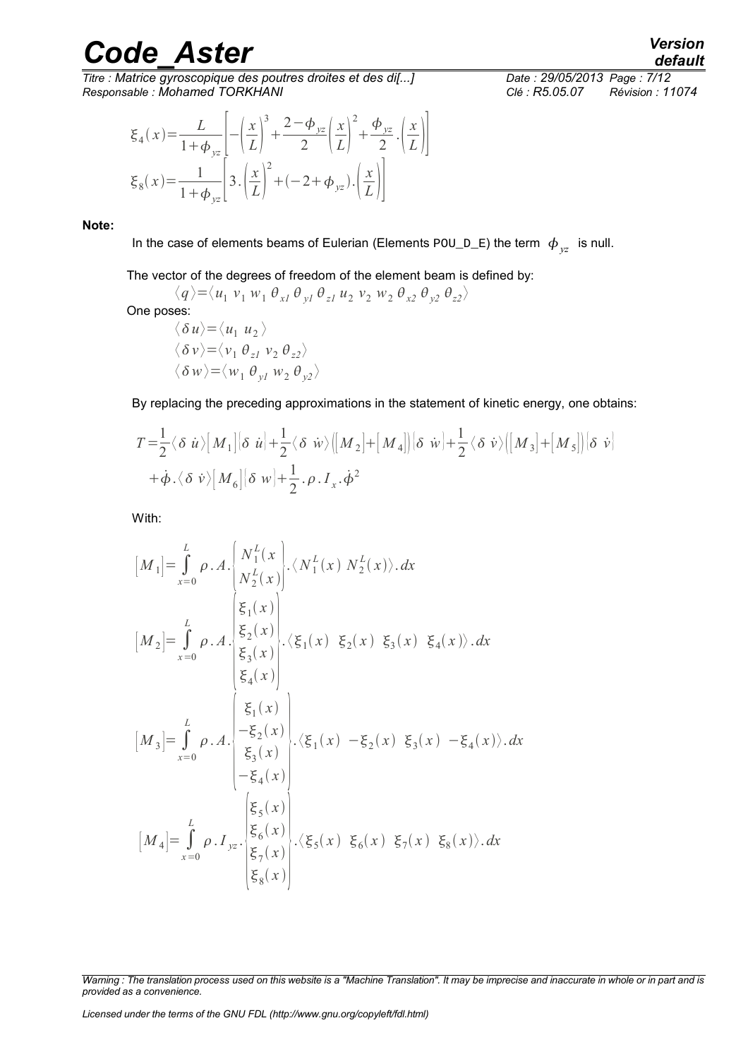$$\xi_4(x)=\frac{L}{1+\phi_{yz}}\left[-\left(\frac{x}{L}\right)^3+\frac{2-\phi_{yz}}{2}\left(\frac{x}{L}\right)^2+\frac{\phi_{yz}}{2}.\left(\frac{x}{L}\right)\right]$$

$$\xi_8(x)=\frac{1}{1+\phi_{yz}}\left[3.\left(\frac{x}{L}\right)^2+(-2+\phi_{yz}).\left(\frac{x}{L}\right)\right]$$

**Note:**

In the case of elements beams of Eulerian (Elements POU_D_E) the term $\phi_{yz}$ is null.

The vector of the degrees of freedom of the element beam is defined by:

$$\langle q\rangle=\langle u_1\ v_1\ w_1\ \theta_{x1}\ \theta_{y1}\ \theta_{z1}\ u_2\ v_2\ w_2\ \theta_{x2}\ \theta_{y2}\ \theta_{z2}\rangle$$

One poses:

$$\langle \delta u\rangle=\langle u_1\ u_2\rangle$$

$$\langle \delta v\rangle=\langle v_1\ \theta_{z1}\ v_2\ \theta_{z2}\rangle$$

$$\langle \delta w\rangle=\langle w_1\ \theta_{y1}\ w_2\ \theta_{y2}\rangle$$

By replacing the preceding approximations in the statement of kinetic energy, one obtains:

$$T=\frac{1}{2}\langle \delta\ \dot{u}\rangle[M_1]\{\delta\ \dot{u}\}+\frac{1}{2}\langle \delta\ \dot{w}\rangle([M_2]+[M_4])\{\delta\ \dot{w}\}+\frac{1}{2}\langle \delta\ \dot{v}\rangle([M_3]+[M_5])\{\delta\ \dot{v}\}$$
$$+\dot{\phi}.\langle \delta\ \dot{v}\rangle[M_6]\{\delta\ w\}+\frac{1}{2}.\rho.I_x.\dot{\phi}^2$$

With:

$$[M_1]=\int_{x=0}^{L}\rho.A.\begin{Bmatrix}N_1^L(x)\\N_2^L(x)\end{Bmatrix}.\langle N_1^L(x)\ N_2^L(x)\rangle.dx$$

$$[M_2]=\int_{x=0}^{L}\rho.A.\begin{Bmatrix}\xi_1(x)\\\xi_2(x)\\\xi_3(x)\\\xi_4(x)\end{Bmatrix}.\langle \xi_1(x)\ \ \xi_2(x)\ \ \xi_3(x)\ \ \xi_4(x)\rangle.dx$$

$$[M_3]=\int_{x=0}^{L}\rho.A.\begin{Bmatrix}\xi_1(x)\\-\xi_2(x)\\\xi_3(x)\\-\xi_4(x)\end{Bmatrix}.\langle \xi_1(x)\ \ -\xi_2(x)\ \ \xi_3(x)\ \ -\xi_4(x)\rangle.dx$$

$$[M_4]=\int_{x=0}^{L}\rho.I_{yz}.\begin{Bmatrix}\xi_5(x)\\\xi_6(x)\\\xi_7(x)\\\xi_8(x)\end{Bmatrix}.\langle \xi_5(x)\ \ \xi_6(x)\ \ \xi_7(x)\ \ \xi_8(x)\rangle.dx$$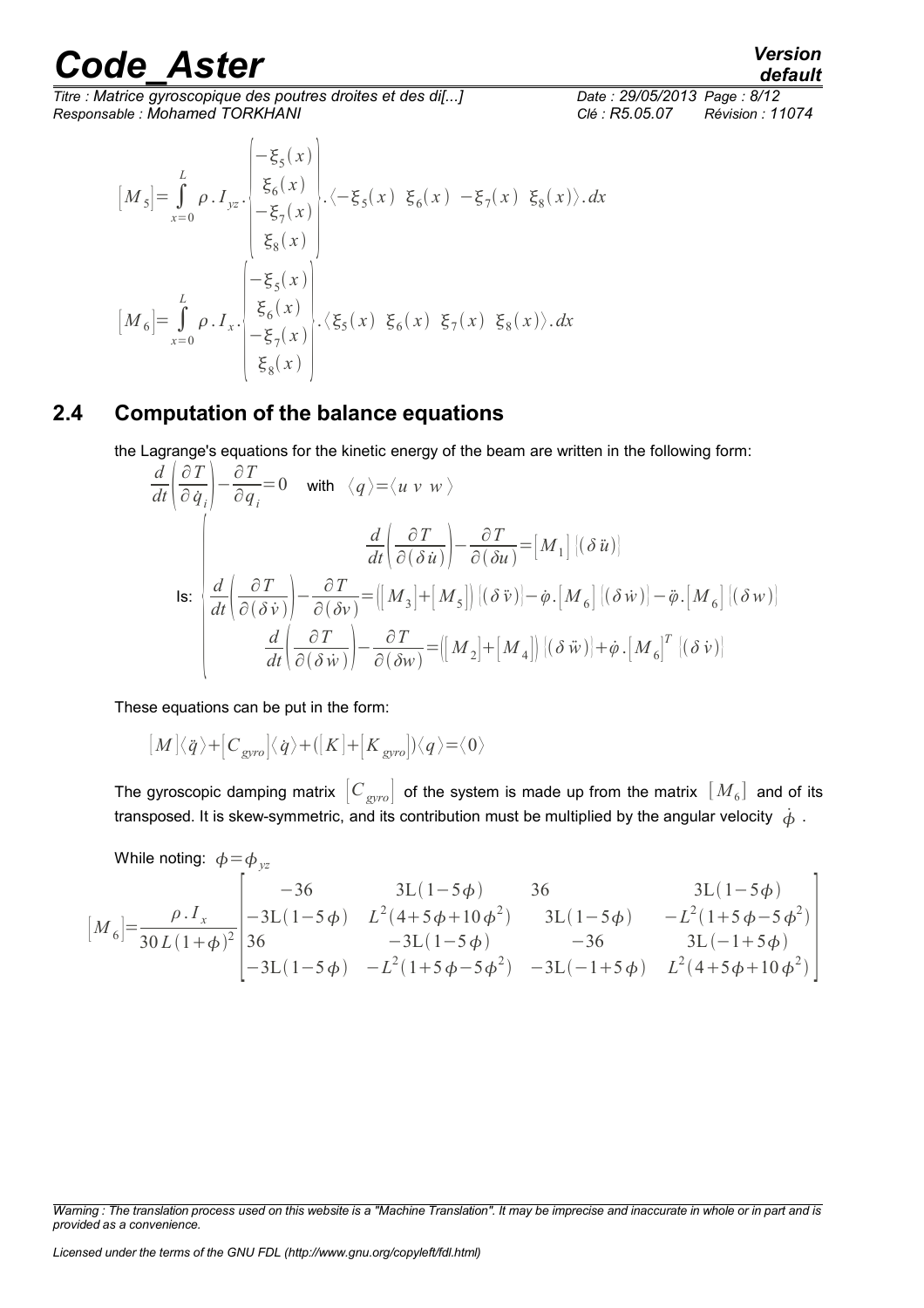$$[M_5] = \int_{x=0}^{L} \rho . I_{yz} . \begin{pmatrix} -\xi_5(x) \\ \xi_6(x) \\ -\xi_7(x) \\ \xi_8(x) \end{pmatrix} . \langle -\xi_5(x) \ \ \xi_6(x) \ \ -\xi_7(x) \ \ \xi_8(x) \rangle . dx$$

$$[M_6] = \int_{x=0}^{L} \rho . I_{x} . \begin{pmatrix} -\xi_5(x) \\ \xi_6(x) \\ -\xi_7(x) \\ \xi_8(x) \end{pmatrix} . \langle \xi_5(x) \ \ \xi_6(x) \ \ \xi_7(x) \ \ \xi_8(x) \rangle . dx$$

## 2.4 Computation of the balance equations

the Lagrange's equations for the kinetic energy of the beam are written in the following form:

$$\frac{d}{dt}\left(\frac{\partial T}{\partial \dot{q}_i}\right) - \frac{\partial T}{\partial q_i} = 0 \quad \text{with} \quad \langle q \rangle = \langle u \ v \ w \rangle$$

Is:
$$\begin{cases} \dfrac{d}{dt}\left(\dfrac{\partial T}{\partial (\delta \dot{u})}\right) - \dfrac{\partial T}{\partial (\delta u)} = [M_1] \,|(\delta \ddot{u})| \\ \dfrac{d}{dt}\left(\dfrac{\partial T}{\partial (\delta \dot{v})}\right) - \dfrac{\partial T}{\partial (\delta v)} = ([M_3]+[M_5]) \,|(\delta \ddot{v})| - \dot{\varphi} . [M_6] \,|(\delta \dot{w})| - \ddot{\varphi} . [M_6] \,|(\delta w)| \\ \dfrac{d}{dt}\left(\dfrac{\partial T}{\partial (\delta \dot{w})}\right) - \dfrac{\partial T}{\partial (\delta w)} = ([M_2]+[M_4]) \,|(\delta \ddot{w})| + \dot{\varphi} . [M_6]^T \,|(\delta \dot{v})| \end{cases}$$

These equations can be put in the form:

$$[M]\langle \ddot{q} \rangle + [C_{gyro}]\langle \dot{q} \rangle + ([K]+[K_{gyro}])\langle q \rangle = \langle 0 \rangle$$

The gyroscopic damping matrix $[C_{gyro}]$ of the system is made up from the matrix $[M_6]$ and of its transposed. It is skew-symmetric, and its contribution must be multiplied by the angular velocity $\dot{\phi}$ .

While noting: $\phi = \phi_{yz}$

$$[M_6] = \frac{\rho . I_x}{30 L (1+\phi)^2} \begin{bmatrix} -36 & 3\mathrm{L}(1-5\phi) & 36 & 3\mathrm{L}(1-5\phi) \\ -3\mathrm{L}(1-5\phi) & L^2(4+5\phi+10\phi^2) & 3\mathrm{L}(1-5\phi) & -L^2(1+5\phi-5\phi^2) \\ 36 & -3\mathrm{L}(1-5\phi) & -36 & 3\mathrm{L}(-1+5\phi) \\ -3\mathrm{L}(1-5\phi) & -L^2(1+5\phi-5\phi^2) & -3\mathrm{L}(-1+5\phi) & L^2(4+5\phi+10\phi^2) \end{bmatrix}$$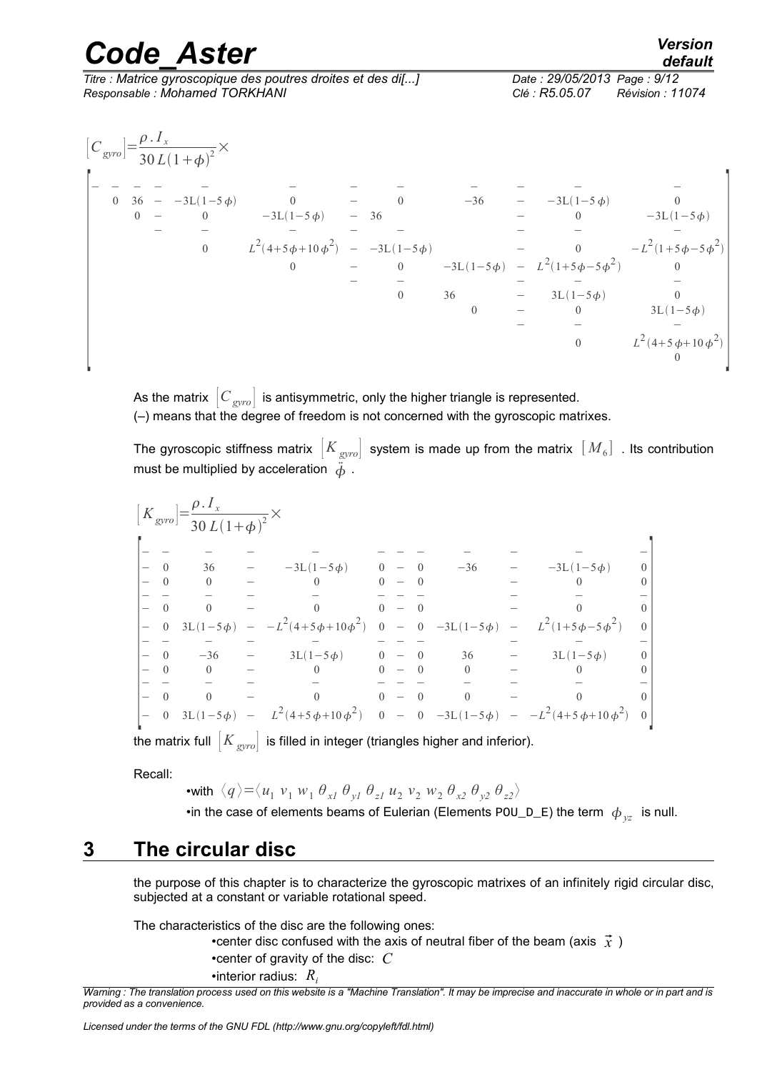$$[C_{gyro}]=\frac{\rho . I_x}{30\,L(1+\phi)^2}\times$$

$$\begin{bmatrix}
- & - & - & - & - & - & - & - & - & - & - & - \\
 & 0 & 36 & - & -3L(1-5\phi) & 0 & - & 0 & -36 & - & -3L(1-5\phi) & 0 \\
 & & 0 & - & 0 & -3L(1-5\phi) & - & 36 & & - & 0 & -3L(1-5\phi) \\
 & & & - & - & - & - & - & - & - & - & - \\
 & & & & 0 & L^2(4+5\phi+10\phi^2) & - & -3L(1-5\phi) & & - & 0 & -L^2(1+5\phi-5\phi^2) \\
 & & & & & 0 & - & 0 & -3L(1-5\phi) & - & L^2(1+5\phi-5\phi^2) & 0 \\
 & & & & & & - & - & - & - & - & - \\
 & & & & & & & 0 & 36 & - & 3L(1-5\phi) & 0 \\
 & & & & & & & & 0 & - & 0 & 3L(1-5\phi) \\
 & & & & & & & & & - & - & - \\
 & & & & & & & & & & 0 & L^2(4+5\phi+10\phi^2) \\
 & & & & & & & & & & & 0
\end{bmatrix}$$

As the matrix $[C_{gyro}]$ is antisymmetric, only the higher triangle is represented.
(–) means that the degree of freedom is not concerned with the gyroscopic matrixes.

The gyroscopic stiffness matrix $[K_{gyro}]$ system is made up from the matrix $[M_6]$. Its contribution must be multiplied by acceleration $\ddot{\phi}$.

$$[K_{gyro}]=\frac{\rho . I_x}{30\,L(1+\phi)^2}\times$$

$$\begin{bmatrix}
- & - & - & - & - & - & - & - & - & - & - & - \\
- & 0 & 36 & - & -3L(1-5\phi) & 0 & - & 0 & -36 & - & -3L(1-5\phi) & 0 \\
- & 0 & 0 & - & 0 & 0 & - & 0 & & - & 0 & 0 \\
- & - & - & - & - & - & - & - & - & - & - & - \\
- & 0 & 0 & - & 0 & 0 & - & 0 & & - & 0 & 0 \\
- & 0 & 3L(1-5\phi) & - & -L^2(4+5\phi+10\phi^2) & 0 & - & 0 & -3L(1-5\phi) & - & L^2(1+5\phi-5\phi^2) & 0 \\
- & - & - & - & - & - & - & - & - & - & - & - \\
- & 0 & -36 & - & 3L(1-5\phi) & 0 & - & 0 & 36 & - & 3L(1-5\phi) & 0 \\
- & 0 & 0 & - & 0 & 0 & - & 0 & 0 & - & 0 & 0 \\
- & - & - & - & - & - & - & - & - & - & - & - \\
- & 0 & 0 & - & 0 & 0 & - & 0 & 0 & - & 0 & 0 \\
- & 0 & 3L(1-5\phi) & - & L^2(4+5\phi+10\phi^2) & 0 & - & 0 & -3L(1-5\phi) & - & -L^2(4+5\phi+10\phi^2) & 0
\end{bmatrix}$$

the matrix full $[K_{gyro}]$ is filled in integer (triangles higher and inferior).

Recall:

- with $\langle q\rangle=\langle u_1\; v_1\; w_1\; \theta_{x1}\; \theta_{y1}\; \theta_{z1}\; u_2\; v_2\; w_2\; \theta_{x2}\; \theta_{y2}\; \theta_{z2}\rangle$
- in the case of elements beams of Eulerian (Elements POU_D_E) the term $\phi_{yz}$ is null.

# 3 The circular disc

the purpose of this chapter is to characterize the gyroscopic matrixes of an infinitely rigid circular disc, subjected at a constant or variable rotational speed.

The characteristics of the disc are the following ones:

- center disc confused with the axis of neutral fiber of the beam (axis $\vec{x}$ )
- center of gravity of the disc: $C$
- interior radius: $R_i$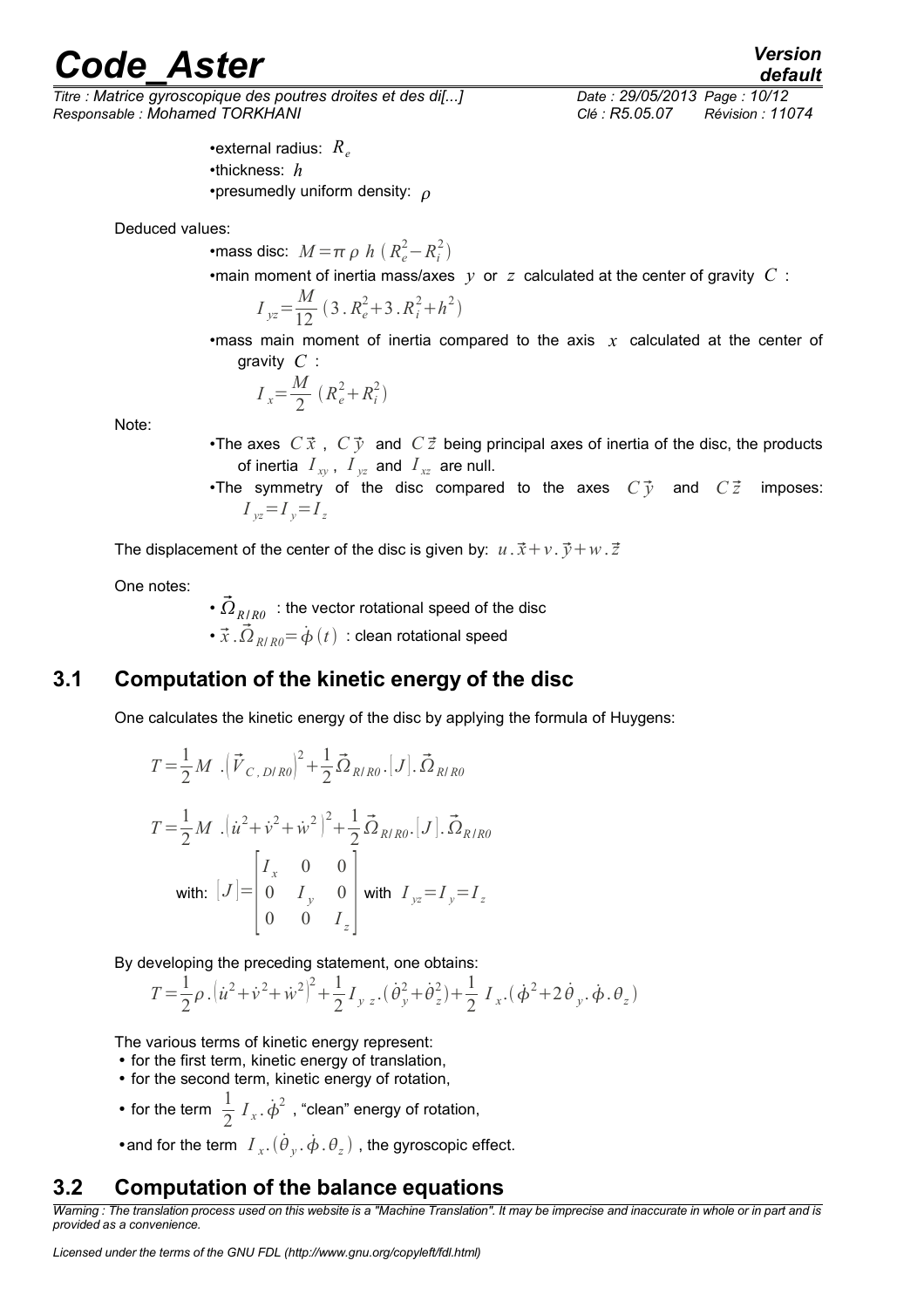- external radius: $R_e$
- thickness: $h$
- presumedly uniform density: $\rho$

Deduced values:

- mass disc: $M=\pi\,\rho\,h\,(R_e^2-R_i^2)$
- main moment of inertia mass/axes $y$ or $z$ calculated at the center of gravity $C$ :

$$I_{yz}=\frac{M}{12}\,(3\,.\,R_e^2+3\,.\,R_i^2+h^2)$$

- mass main moment of inertia compared to the axis $x$ calculated at the center of gravity $C$ :

$$I_x=\frac{M}{2}\,(R_e^2+R_i^2)$$

Note:

- The axes $C\vec{x}$ , $C\vec{y}$ and $C\vec{z}$ being principal axes of inertia of the disc, the products of inertia $I_{xy}$ , $I_{yz}$ and $I_{xz}$ are null.
- The symmetry of the disc compared to the axes $C\vec{y}$ and $C\vec{z}$ imposes: $I_{yz}=I_y=I_z$

The displacement of the center of the disc is given by: $u\,.\,\vec{x}+v\,.\,\vec{y}+w\,.\,\vec{z}$

One notes:

- $\vec{\Omega}_{R/R0}$ : the vector rotational speed of the disc
- $\vec{x}\,.\,\vec{\Omega}_{R/R0}=\dot{\phi}(t)$ : clean rotational speed

## 3.1 Computation of the kinetic energy of the disc

One calculates the kinetic energy of the disc by applying the formula of Huygens:

$$T=\frac{1}{2}M\ .\left(\vec{V}_{C,\,D/R0}\right)^2+\frac{1}{2}\vec{\Omega}_{R/R0}\,.\,[J]\,.\,\vec{\Omega}_{R/R0}$$

$$T=\frac{1}{2}M\ .\left(\dot{u}^2+\dot{v}^2+\dot{w}^2\right)^2+\frac{1}{2}\vec{\Omega}_{R/R0}\,.\,[J]\,.\,\vec{\Omega}_{R/R0}$$

with: $[J]=\begin{bmatrix} I_x & 0 & 0 \\ 0 & I_y & 0 \\ 0 & 0 & I_z \end{bmatrix}$ with $I_{yz}=I_y=I_z$

By developing the preceding statement, one obtains:

$$T=\frac{1}{2}\rho\,.\left(\dot{u}^2+\dot{v}^2+\dot{w}^2\right)^2+\frac{1}{2}I_{y\,z}\,.\,(\dot{\theta}_y^2+\dot{\theta}_z^2)+\frac{1}{2}\ I_x\,.\,(\dot{\phi}^2+2\,\dot{\theta}_y\,.\,\dot{\phi}\,.\,\theta_z)$$

The various terms of kinetic energy represent:

- for the first term, kinetic energy of translation,
- for the second term, kinetic energy of rotation,
- for the term $\frac{1}{2}\,I_x\,.\,\dot{\phi}^2$ , "clean" energy of rotation,
- and for the term $I_x\,.\,(\dot{\theta}_y\,.\,\dot{\phi}\,.\,\theta_z)$ , the gyroscopic effect.

## 3.2 Computation of the balance equations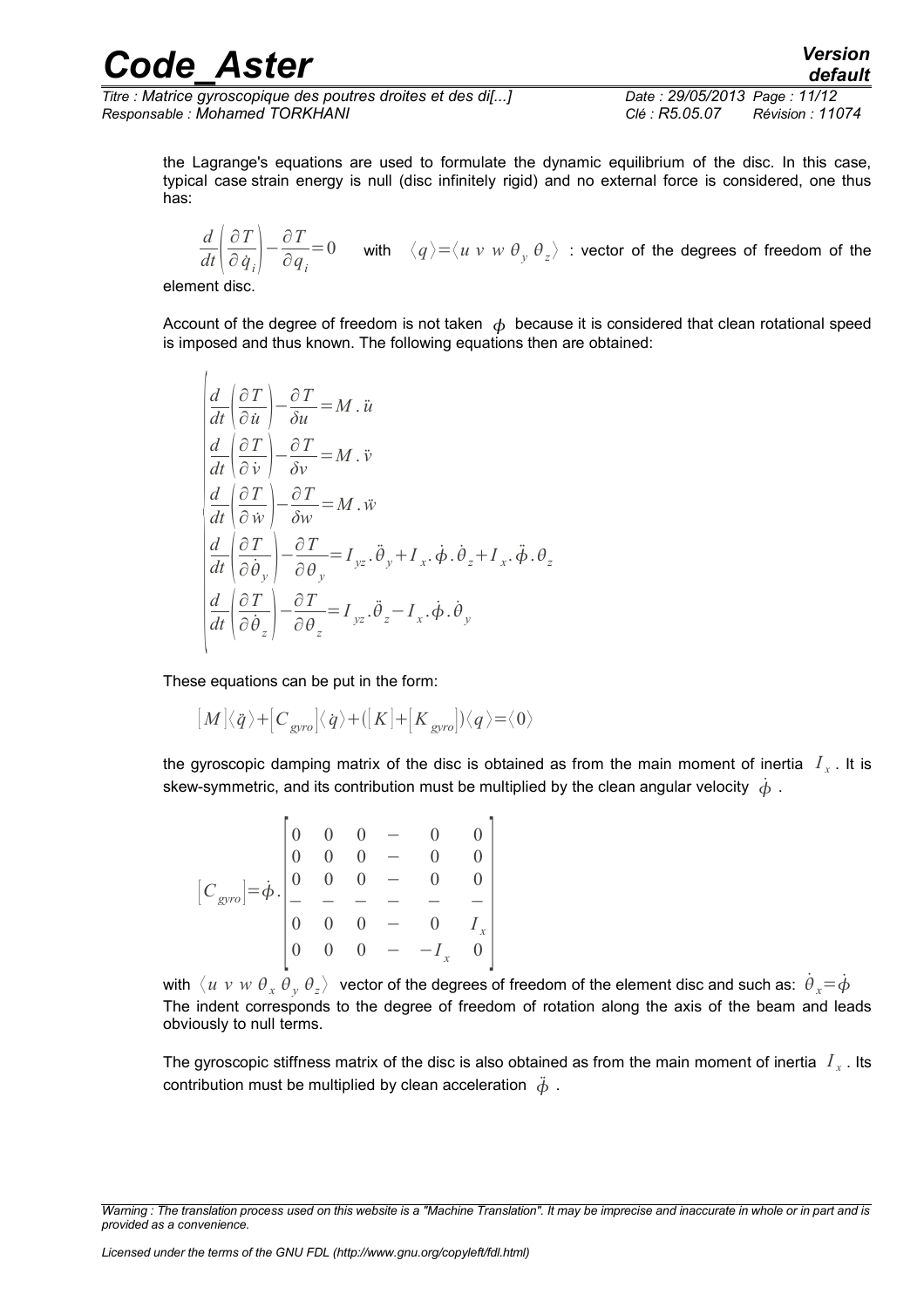the Lagrange's equations are used to formulate the dynamic equilibrium of the disc. In this case, typical case strain energy is null (disc infinitely rigid) and no external force is considered, one thus has:

$$\frac{d}{dt}\left(\frac{\partial T}{\partial \dot{q}_i}\right) - \frac{\partial T}{\partial q_i} = 0 \quad \text{with} \quad \langle q \rangle = \langle u \; v \; w \; \theta_y \; \theta_z \rangle$$ : vector of the degrees of freedom of the element disc.

Account of the degree of freedom is not taken $\phi$ because it is considered that clean rotational speed is imposed and thus known. The following equations then are obtained:

$$\begin{cases}
\dfrac{d}{dt}\left(\dfrac{\partial T}{\partial \dot{u}}\right) - \dfrac{\partial T}{\delta u} = M . \ddot{u} \\
\dfrac{d}{dt}\left(\dfrac{\partial T}{\partial \dot{v}}\right) - \dfrac{\partial T}{\delta v} = M . \ddot{v} \\
\dfrac{d}{dt}\left(\dfrac{\partial T}{\partial \dot{w}}\right) - \dfrac{\partial T}{\delta w} = M . \ddot{w} \\
\dfrac{d}{dt}\left(\dfrac{\partial T}{\partial \dot{\theta}_y}\right) - \dfrac{\partial T}{\partial \theta_y} = I_{yz} . \ddot{\theta}_y + I_x . \dot{\phi} . \dot{\theta}_z + I_x . \ddot{\phi} . \theta_z \\
\dfrac{d}{dt}\left(\dfrac{\partial T}{\partial \dot{\theta}_z}\right) - \dfrac{\partial T}{\partial \theta_z} = I_{yz} . \ddot{\theta}_z - I_x . \dot{\phi} . \dot{\theta}_y
\end{cases}$$

These equations can be put in the form:

$$[M]\langle \ddot{q} \rangle + [C_{gyro}]\langle \dot{q} \rangle + ([K] + [K_{gyro}])\langle q \rangle = \langle 0 \rangle$$

the gyroscopic damping matrix of the disc is obtained as from the main moment of inertia $I_x$. It is skew-symmetric, and its contribution must be multiplied by the clean angular velocity $\dot{\phi}$.

$$[C_{gyro}] = \dot{\phi} . \begin{bmatrix} 0 & 0 & 0 & - & 0 & 0 \\ 0 & 0 & 0 & - & 0 & 0 \\ 0 & 0 & 0 & - & 0 & 0 \\ - & - & - & - & - & - \\ 0 & 0 & 0 & - & 0 & I_x \\ 0 & 0 & 0 & - & -I_x & 0 \end{bmatrix}$$

with $\langle u \; v \; w \; \theta_x \; \theta_y \; \theta_z \rangle$ vector of the degrees of freedom of the element disc and such as: $\dot{\theta}_x = \dot{\phi}$

The indent corresponds to the degree of freedom of rotation along the axis of the beam and leads obviously to null terms.

The gyroscopic stiffness matrix of the disc is also obtained as from the main moment of inertia $I_x$. Its contribution must be multiplied by clean acceleration $\ddot{\phi}$.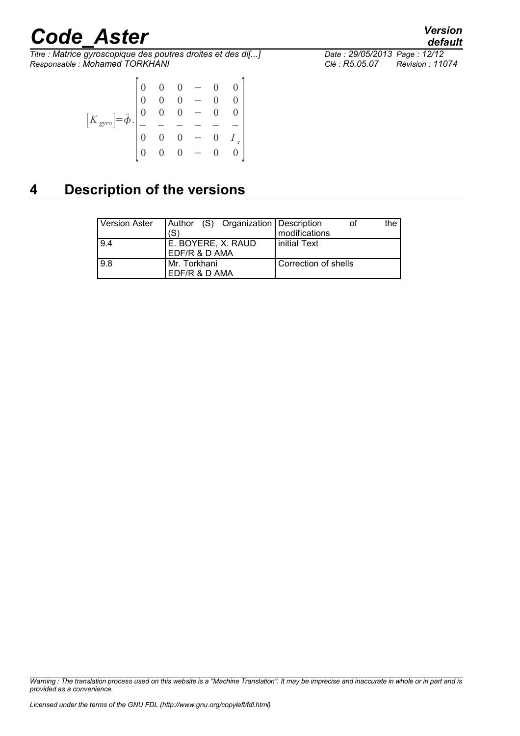$$[K_{gyro}]=\ddot{\phi}.\begin{bmatrix} 0 & 0 & 0 & - & 0 & 0 \\ 0 & 0 & 0 & - & 0 & 0 \\ 0 & 0 & 0 & - & 0 & 0 \\ - & - & - & - & - & - \\ 0 & 0 & 0 & - & 0 & I_x \\ 0 & 0 & 0 & - & 0 & 0 \end{bmatrix}$$

# 4 Description of the versions

| Version Aster | Author (S) Organization (S) | Description of the modifications |
|---|---|---|
| 9.4 | E. BOYERE, X. RAUD<br>EDF/R & D AMA | initial Text |
| 9.8 | Mr. Torkhani<br>EDF/R & D AMA | Correction of shells |